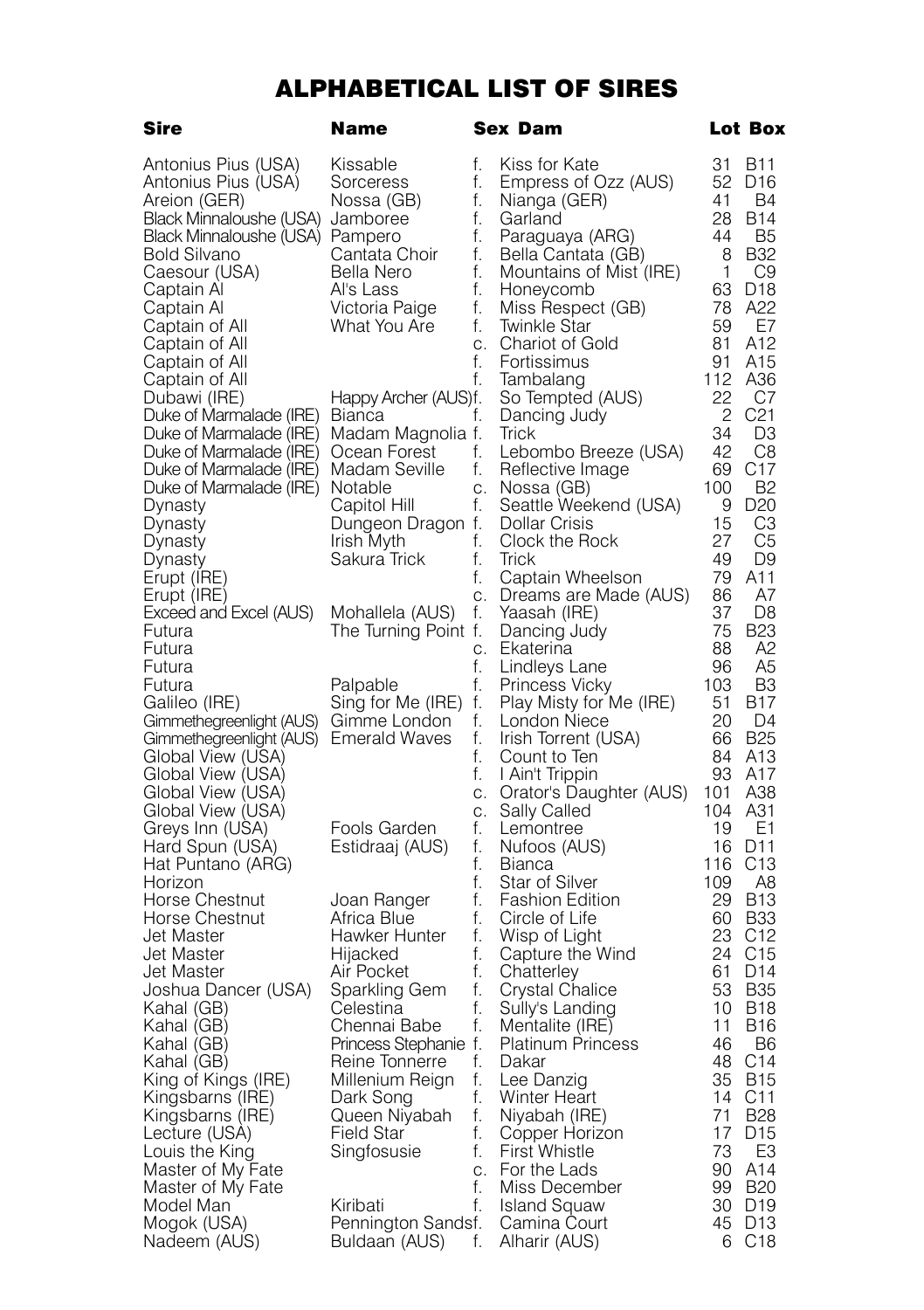# ALPHABETICAL LIST OF SIRES

| Sire | Name | Sex | Dam | Lot | Box |
|---|---|---|---|---|---|
| Antonius Pius (USA) | Kissable | f. | Kiss for Kate | 31 | B11 |
| Antonius Pius (USA) | Sorceress | f. | Empress of Ozz (AUS) | 52 | D16 |
| Areion (GER) | Nossa (GB) | f. | Nianga (GER) | 41 | B4 |
| Black Minnaloushe (USA) | Jamboree | f. | Garland | 28 | B14 |
| Black Minnaloushe (USA) | Pampero | f. | Paraguaya (ARG) | 44 | B5 |
| Bold Silvano | Cantata Choir | f. | Bella Cantata (GB) | 8 | B32 |
| Caesour (USA) | Bella Nero | f. | Mountains of Mist (IRE) | 1 | C9 |
| Captain Al | Al's Lass | f. | Honeycomb | 63 | D18 |
| Captain Al | Victoria Paige | f. | Miss Respect (GB) | 78 | A22 |
| Captain of All | What You Are | f. | Twinkle Star | 59 | E7 |
| Captain of All | | c. | Chariot of Gold | 81 | A12 |
| Captain of All | | f. | Fortissimus | 91 | A15 |
| Captain of All | | f. | Tambalang | 112 | A36 |
| Dubawi (IRE) | Happy Archer (AUS) | f. | So Tempted (AUS) | 22 | C7 |
| Duke of Marmalade (IRE) | Bianca | f. | Dancing Judy | 2 | C21 |
| Duke of Marmalade (IRE) | Madam Magnolia | f. | Trick | 34 | D3 |
| Duke of Marmalade (IRE) | Ocean Forest | f. | Lebombo Breeze (USA) | 42 | C8 |
| Duke of Marmalade (IRE) | Madam Seville | f. | Reflective Image | 69 | C17 |
| Duke of Marmalade (IRE) | Notable | c. | Nossa (GB) | 100 | B2 |
| Dynasty | Capitol Hill | f. | Seattle Weekend (USA) | 9 | D20 |
| Dynasty | Dungeon Dragon | f. | Dollar Crisis | 15 | C3 |
| Dynasty | Irish Myth | f. | Clock the Rock | 27 | C5 |
| Dynasty | Sakura Trick | f. | Trick | 49 | D9 |
| Erupt (IRE) | | f. | Captain Wheelson | 79 | A11 |
| Erupt (IRE) | | c. | Dreams are Made (AUS) | 86 | A7 |
| Exceed and Excel (AUS) | Mohallela (AUS) | f. | Yaasah (IRE) | 37 | D8 |
| Futura | The Turning Point | f. | Dancing Judy | 75 | B23 |
| Futura | | c. | Ekaterina | 88 | A2 |
| Futura | | f. | Lindleys Lane | 96 | A5 |
| Futura | Palpable | f. | Princess Vicky | 103 | B3 |
| Galileo (IRE) | Sing for Me (IRE) | f. | Play Misty for Me (IRE) | 51 | B17 |
| Gimmethegreenlight (AUS) | Gimme London | f. | London Niece | 20 | D4 |
| Gimmethegreenlight (AUS) | Emerald Waves | f. | Irish Torrent (USA) | 66 | B25 |
| Global View (USA) | | f. | Count to Ten | 84 | A13 |
| Global View (USA) | | f. | I Ain't Trippin | 93 | A17 |
| Global View (USA) | | c. | Orator's Daughter (AUS) | 101 | A38 |
| Global View (USA) | | c. | Sally Called | 104 | A31 |
| Greys Inn (USA) | Fools Garden | f. | Lemontree | 19 | E1 |
| Hard Spun (USA) | Estidraaj (AUS) | f. | Nufoos (AUS) | 16 | D11 |
| Hat Puntano (ARG) | | f. | Bianca | 116 | C13 |
| Horizon | | f. | Star of Silver | 109 | A8 |
| Horse Chestnut | Joan Ranger | f. | Fashion Edition | 29 | B13 |
| Horse Chestnut | Africa Blue | f. | Circle of Life | 60 | B33 |
| Jet Master | Hawker Hunter | f. | Wisp of Light | 23 | C12 |
| Jet Master | Hijacked | f. | Capture the Wind | 24 | C15 |
| Jet Master | Air Pocket | f. | Chatterley | 61 | D14 |
| Joshua Dancer (USA) | Sparkling Gem | f. | Crystal Chalice | 53 | B35 |
| Kahal (GB) | Celestina | f. | Sully's Landing | 10 | B18 |
| Kahal (GB) | Chennai Babe | f. | Mentalite (IRE) | 11 | B16 |
| Kahal (GB) | Princess Stephanie | f. | Platinum Princess | 46 | B6 |
| Kahal (GB) | Reine Tonnerre | f. | Dakar | 48 | C14 |
| King of Kings (IRE) | Millenium Reign | f. | Lee Danzig | 35 | B15 |
| Kingsbarns (IRE) | Dark Song | f. | Winter Heart | 14 | C11 |
| Kingsbarns (IRE) | Queen Niyabah | f. | Niyabah (IRE) | 71 | B28 |
| Lecture (USA) | Field Star | f. | Copper Horizon | 17 | D15 |
| Louis the King | Singfosusie | f. | First Whistle | 73 | E3 |
| Master of My Fate | | c. | For the Lads | 90 | A14 |
| Master of My Fate | | f. | Miss December | 99 | B20 |
| Model Man | Kiribati | f. | Island Squaw | 30 | D19 |
| Mogok (USA) | Pennington Sands | f. | Camina Court | 45 | D13 |
| Nadeem (AUS) | Buldaan (AUS) | f. | Alharir (AUS) | 6 | C18 |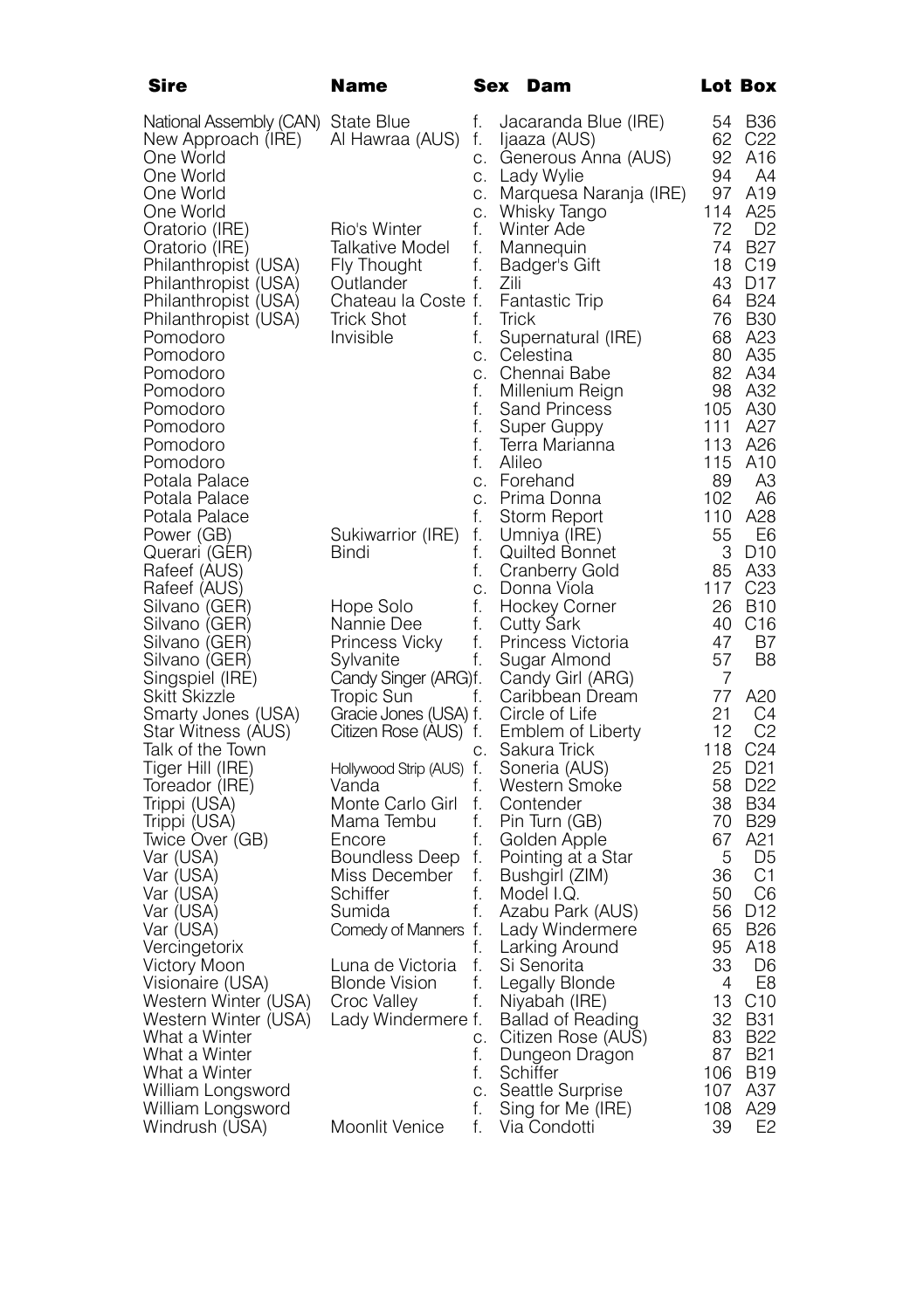| Sire | Name | Sex | Dam | Lot | Box |
|---|---|---|---|---|---|
| National Assembly (CAN) | State Blue | f. | Jacaranda Blue (IRE) | 54 | B36 |
| New Approach (IRE) | Al Hawraa (AUS) | f. | Ijaaza (AUS) | 62 | C22 |
| One World | | c. | Generous Anna (AUS) | 92 | A16 |
| One World | | c. | Lady Wylie | 94 | A4 |
| One World | | c. | Marquesa Naranja (IRE) | 97 | A19 |
| One World | | c. | Whisky Tango | 114 | A25 |
| Oratorio (IRE) | Rio's Winter | f. | Winter Ade | 72 | D2 |
| Oratorio (IRE) | Talkative Model | f. | Mannequin | 74 | B27 |
| Philanthropist (USA) | Fly Thought | f. | Badger's Gift | 18 | C19 |
| Philanthropist (USA) | Outlander | f. | Zili | 43 | D17 |
| Philanthropist (USA) | Chateau la Coste | f. | Fantastic Trip | 64 | B24 |
| Philanthropist (USA) | Trick Shot | f. | Trick | 76 | B30 |
| Pomodoro | Invisible | f. | Supernatural (IRE) | 68 | A23 |
| Pomodoro | | c. | Celestina | 80 | A35 |
| Pomodoro | | c. | Chennai Babe | 82 | A34 |
| Pomodoro | | f. | Millenium Reign | 98 | A32 |
| Pomodoro | | f. | Sand Princess | 105 | A30 |
| Pomodoro | | f. | Super Guppy | 111 | A27 |
| Pomodoro | | f. | Terra Marianna | 113 | A26 |
| Pomodoro | | f. | Alileo | 115 | A10 |
| Potala Palace | | c. | Forehand | 89 | A3 |
| Potala Palace | | c. | Prima Donna | 102 | A6 |
| Potala Palace | | f. | Storm Report | 110 | A28 |
| Power (GB) | Sukiwarrior (IRE) | f. | Umniya (IRE) | 55 | E6 |
| Querari (GER) | Bindi | f. | Quilted Bonnet | 3 | D10 |
| Rafeef (AUS) | | f. | Cranberry Gold | 85 | A33 |
| Rafeef (AUS) | | c. | Donna Viola | 117 | C23 |
| Silvano (GER) | Hope Solo | f. | Hockey Corner | 26 | B10 |
| Silvano (GER) | Nannie Dee | f. | Cutty Sark | 40 | C16 |
| Silvano (GER) | Princess Vicky | f. | Princess Victoria | 47 | B7 |
| Silvano (GER) | Sylvanite | f. | Sugar Almond | 57 | B8 |
| Singspiel (IRE) | Candy Singer (ARG) | f. | Candy Girl (ARG) | 7 | |
| Skitt Skizzle | Tropic Sun | f. | Caribbean Dream | 77 | A20 |
| Smarty Jones (USA) | Gracie Jones (USA) | f. | Circle of Life | 21 | C4 |
| Star Witness (AUS) | Citizen Rose (AUS) | f. | Emblem of Liberty | 12 | C2 |
| Talk of the Town | | c. | Sakura Trick | 118 | C24 |
| Tiger Hill (IRE) | Hollywood Strip (AUS) | f. | Soneria (AUS) | 25 | D21 |
| Toreador (IRE) | Vanda | f. | Western Smoke | 58 | D22 |
| Trippi (USA) | Monte Carlo Girl | f. | Contender | 38 | B34 |
| Trippi (USA) | Mama Tembu | f. | Pin Turn (GB) | 70 | B29 |
| Twice Over (GB) | Encore | f. | Golden Apple | 67 | A21 |
| Var (USA) | Boundless Deep | f. | Pointing at a Star | 5 | D5 |
| Var (USA) | Miss December | f. | Bushgirl (ZIM) | 36 | C1 |
| Var (USA) | Schiffer | f. | Model I.Q. | 50 | C6 |
| Var (USA) | Sumida | f. | Azabu Park (AUS) | 56 | D12 |
| Var (USA) | Comedy of Manners | f. | Lady Windermere | 65 | B26 |
| Vercingetorix | | f. | Larking Around | 95 | A18 |
| Victory Moon | Luna de Victoria | f. | Si Senorita | 33 | D6 |
| Visionaire (USA) | Blonde Vision | f. | Legally Blonde | 4 | E8 |
| Western Winter (USA) | Croc Valley | f. | Niyabah (IRE) | 13 | C10 |
| Western Winter (USA) | Lady Windermere | f. | Ballad of Reading | 32 | B31 |
| What a Winter | | c. | Citizen Rose (AUS) | 83 | B22 |
| What a Winter | | f. | Dungeon Dragon | 87 | B21 |
| What a Winter | | f. | Schiffer | 106 | B19 |
| William Longsword | | c. | Seattle Surprise | 107 | A37 |
| William Longsword | | f. | Sing for Me (IRE) | 108 | A29 |
| Windrush (USA) | Moonlit Venice | f. | Via Condotti | 39 | E2 |